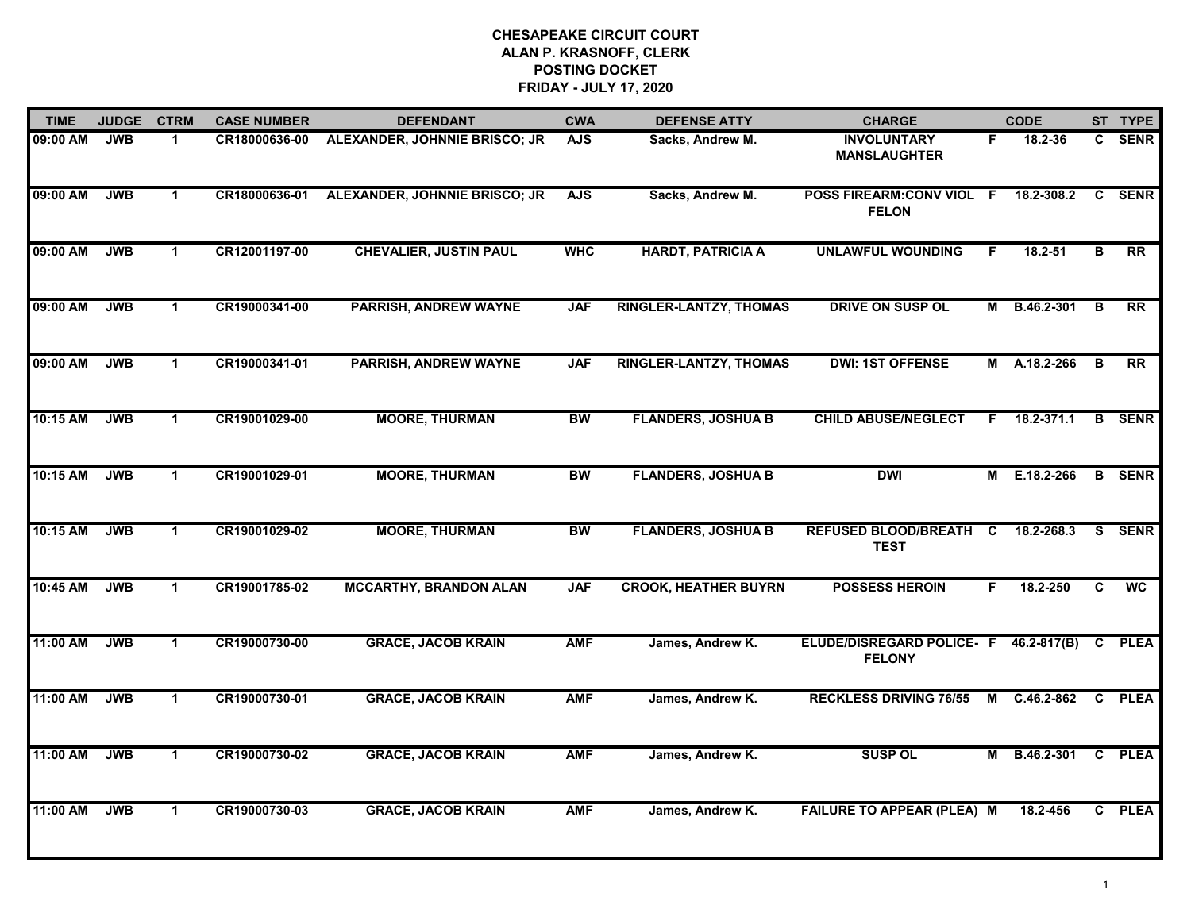**CHESAPEAKE CIRCUIT COURT**
**ALAN P. KRASNOFF, CLERK**
**POSTING DOCKET**
**FRIDAY - JULY 17, 2020**

| TIME | JUDGE | CTRM | CASE NUMBER | DEFENDANT | CWA | DEFENSE ATTY | CHARGE | | CODE | ST | TYPE |
|---|---|---|---|---|---|---|---|---|---|---|---|
| 09:00 AM | JWB | 1 | CR18000636-00 | ALEXANDER, JOHNNIE BRISCO; JR | AJS | Sacks, Andrew M. | INVOLUNTARY MANSLAUGHTER | F | 18.2-36 | C | SENR |
| 09:00 AM | JWB | 1 | CR18000636-01 | ALEXANDER, JOHNNIE BRISCO; JR | AJS | Sacks, Andrew M. | POSS FIREARM:CONV VIOL FELON | F | 18.2-308.2 | C | SENR |
| 09:00 AM | JWB | 1 | CR12001197-00 | CHEVALIER, JUSTIN PAUL | WHC | HARDT, PATRICIA A | UNLAWFUL WOUNDING | F | 18.2-51 | B | RR |
| 09:00 AM | JWB | 1 | CR19000341-00 | PARRISH, ANDREW WAYNE | JAF | RINGLER-LANTZY, THOMAS | DRIVE ON SUSP OL | M | B.46.2-301 | B | RR |
| 09:00 AM | JWB | 1 | CR19000341-01 | PARRISH, ANDREW WAYNE | JAF | RINGLER-LANTZY, THOMAS | DWI: 1ST OFFENSE | M | A.18.2-266 | B | RR |
| 10:15 AM | JWB | 1 | CR19001029-00 | MOORE, THURMAN | BW | FLANDERS, JOSHUA B | CHILD ABUSE/NEGLECT | F | 18.2-371.1 | B | SENR |
| 10:15 AM | JWB | 1 | CR19001029-01 | MOORE, THURMAN | BW | FLANDERS, JOSHUA B | DWI | M | E.18.2-266 | B | SENR |
| 10:15 AM | JWB | 1 | CR19001029-02 | MOORE, THURMAN | BW | FLANDERS, JOSHUA B | REFUSED BLOOD/BREATH TEST | C | 18.2-268.3 | S | SENR |
| 10:45 AM | JWB | 1 | CR19001785-02 | MCCARTHY, BRANDON ALAN | JAF | CROOK, HEATHER BUYRN | POSSESS HEROIN | F | 18.2-250 | C | WC |
| 11:00 AM | JWB | 1 | CR19000730-00 | GRACE, JACOB KRAIN | AMF | James, Andrew K. | ELUDE/DISREGARD POLICE- FELONY | F | 46.2-817(B) | C | PLEA |
| 11:00 AM | JWB | 1 | CR19000730-01 | GRACE, JACOB KRAIN | AMF | James, Andrew K. | RECKLESS DRIVING 76/55 | M | C.46.2-862 | C | PLEA |
| 11:00 AM | JWB | 1 | CR19000730-02 | GRACE, JACOB KRAIN | AMF | James, Andrew K. | SUSP OL | M | B.46.2-301 | C | PLEA |
| 11:00 AM | JWB | 1 | CR19000730-03 | GRACE, JACOB KRAIN | AMF | James, Andrew K. | FAILURE TO APPEAR (PLEA) | M | 18.2-456 | C | PLEA |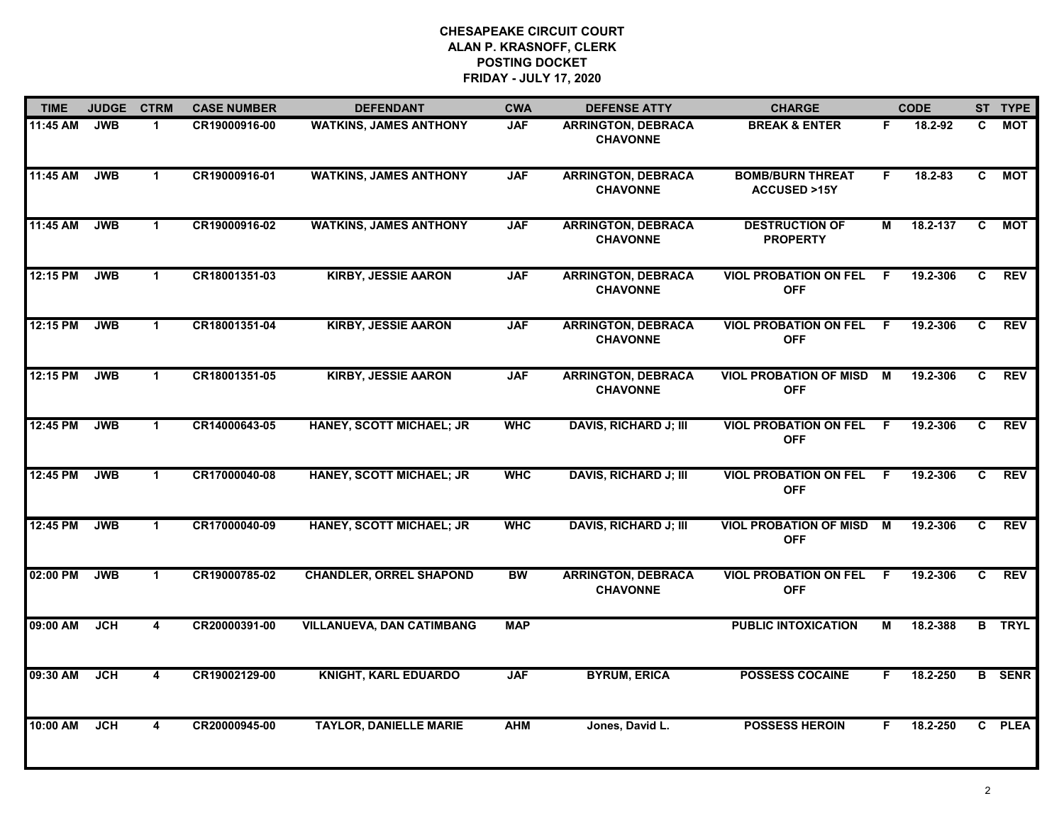# CHESAPEAKE CIRCUIT COURT
## ALAN P. KRASNOFF, CLERK
## POSTING DOCKET
## FRIDAY - JULY 17, 2020

| TIME | JUDGE | CTRM | CASE NUMBER | DEFENDANT | CWA | DEFENSE ATTY | CHARGE | | CODE | ST | TYPE |
|---|---|---|---|---|---|---|---|---|---|---|---|
| 11:45 AM | JWB | 1 | CR19000916-00 | WATKINS, JAMES ANTHONY | JAF | ARRINGTON, DEBRACA CHAVONNE | BREAK & ENTER | F | 18.2-92 | C | MOT |
| 11:45 AM | JWB | 1 | CR19000916-01 | WATKINS, JAMES ANTHONY | JAF | ARRINGTON, DEBRACA CHAVONNE | BOMB/BURN THREAT ACCUSED >15Y | F | 18.2-83 | C | MOT |
| 11:45 AM | JWB | 1 | CR19000916-02 | WATKINS, JAMES ANTHONY | JAF | ARRINGTON, DEBRACA CHAVONNE | DESTRUCTION OF PROPERTY | M | 18.2-137 | C | MOT |
| 12:15 PM | JWB | 1 | CR18001351-03 | KIRBY, JESSIE AARON | JAF | ARRINGTON, DEBRACA CHAVONNE | VIOL PROBATION ON FEL OFF | F | 19.2-306 | C | REV |
| 12:15 PM | JWB | 1 | CR18001351-04 | KIRBY, JESSIE AARON | JAF | ARRINGTON, DEBRACA CHAVONNE | VIOL PROBATION ON FEL OFF | F | 19.2-306 | C | REV |
| 12:15 PM | JWB | 1 | CR18001351-05 | KIRBY, JESSIE AARON | JAF | ARRINGTON, DEBRACA CHAVONNE | VIOL PROBATION OF MISD OFF | M | 19.2-306 | C | REV |
| 12:45 PM | JWB | 1 | CR14000643-05 | HANEY, SCOTT MICHAEL; JR | WHC | DAVIS, RICHARD J; III | VIOL PROBATION ON FEL OFF | F | 19.2-306 | C | REV |
| 12:45 PM | JWB | 1 | CR17000040-08 | HANEY, SCOTT MICHAEL; JR | WHC | DAVIS, RICHARD J; III | VIOL PROBATION ON FEL OFF | F | 19.2-306 | C | REV |
| 12:45 PM | JWB | 1 | CR17000040-09 | HANEY, SCOTT MICHAEL; JR | WHC | DAVIS, RICHARD J; III | VIOL PROBATION OF MISD OFF | M | 19.2-306 | C | REV |
| 02:00 PM | JWB | 1 | CR19000785-02 | CHANDLER, ORREL SHAPOND | BW | ARRINGTON, DEBRACA CHAVONNE | VIOL PROBATION ON FEL OFF | F | 19.2-306 | C | REV |
| 09:00 AM | JCH | 4 | CR20000391-00 | VILLANUEVA, DAN CATIMBANG | MAP | | PUBLIC INTOXICATION | M | 18.2-388 | B | TRYL |
| 09:30 AM | JCH | 4 | CR19002129-00 | KNIGHT, KARL EDUARDO | JAF | BYRUM, ERICA | POSSESS COCAINE | F | 18.2-250 | B | SENR |
| 10:00 AM | JCH | 4 | CR20000945-00 | TAYLOR, DANIELLE MARIE | AHM | Jones, David L. | POSSESS HEROIN | F | 18.2-250 | C | PLEA |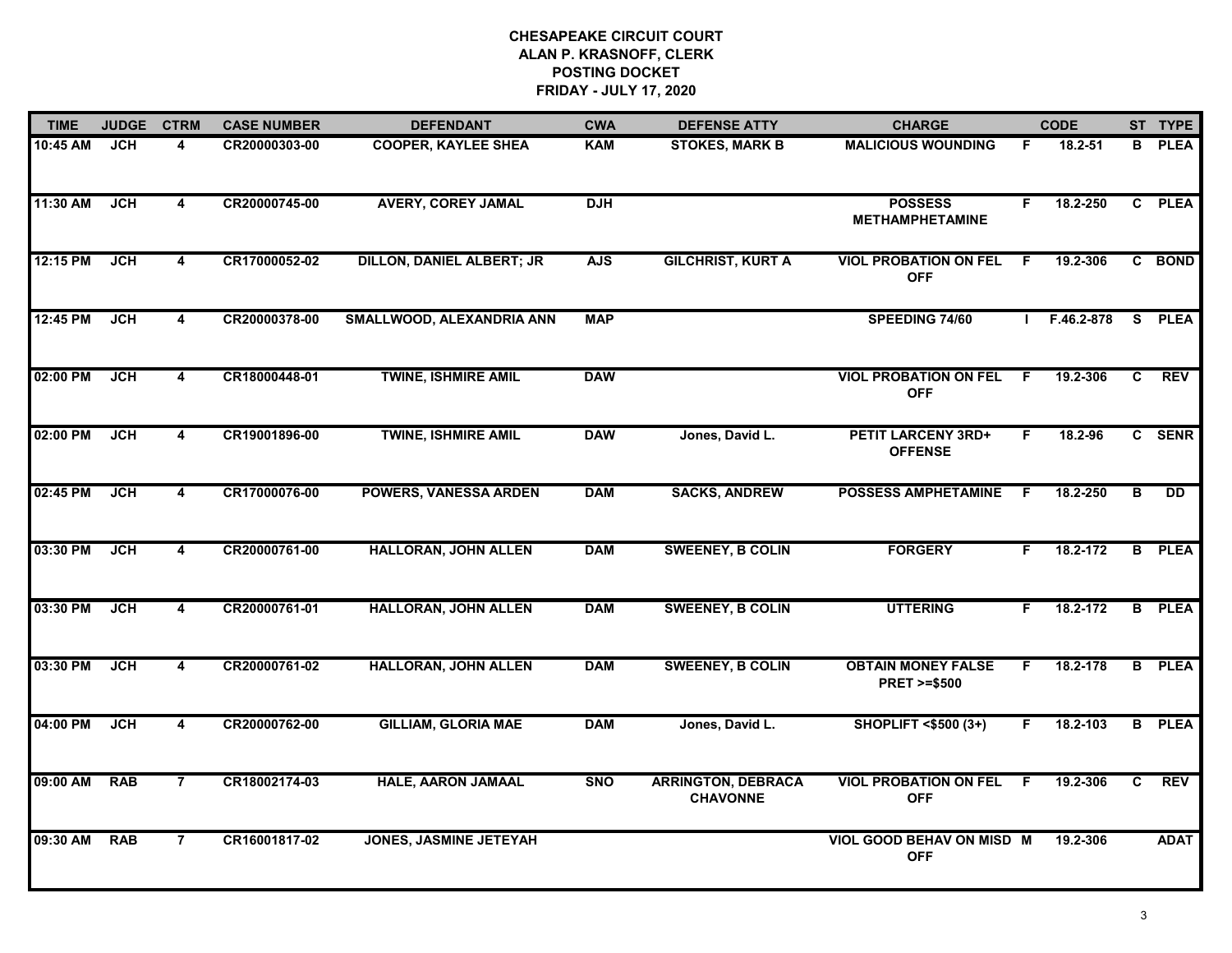# CHESAPEAKE CIRCUIT COURT
## ALAN P. KRASNOFF, CLERK
## POSTING DOCKET
## FRIDAY - JULY 17, 2020

| TIME | JUDGE | CTRM | CASE NUMBER | DEFENDANT | CWA | DEFENSE ATTY | CHARGE | | CODE | ST | TYPE |
|---|---|---|---|---|---|---|---|---|---|---|---|
| 10:45 AM | JCH | 4 | CR20000303-00 | COOPER, KAYLEE SHEA | KAM | STOKES, MARK B | MALICIOUS WOUNDING | F | 18.2-51 | B | PLEA |
| 11:30 AM | JCH | 4 | CR20000745-00 | AVERY, COREY JAMAL | DJH | | POSSESS METHAMPHETAMINE | F | 18.2-250 | C | PLEA |
| 12:15 PM | JCH | 4 | CR17000052-02 | DILLON, DANIEL ALBERT; JR | AJS | GILCHRIST, KURT A | VIOL PROBATION ON FEL OFF | F | 19.2-306 | C | BOND |
| 12:45 PM | JCH | 4 | CR20000378-00 | SMALLWOOD, ALEXANDRIA ANN | MAP | | SPEEDING 74/60 | I | F.46.2-878 | S | PLEA |
| 02:00 PM | JCH | 4 | CR18000448-01 | TWINE, ISHMIRE AMIL | DAW | | VIOL PROBATION ON FEL OFF | F | 19.2-306 | C | REV |
| 02:00 PM | JCH | 4 | CR19001896-00 | TWINE, ISHMIRE AMIL | DAW | Jones, David L. | PETIT LARCENY 3RD+ OFFENSE | F | 18.2-96 | C | SENR |
| 02:45 PM | JCH | 4 | CR17000076-00 | POWERS, VANESSA ARDEN | DAM | SACKS, ANDREW | POSSESS AMPHETAMINE | F | 18.2-250 | B | DD |
| 03:30 PM | JCH | 4 | CR20000761-00 | HALLORAN, JOHN ALLEN | DAM | SWEENEY, B COLIN | FORGERY | F | 18.2-172 | B | PLEA |
| 03:30 PM | JCH | 4 | CR20000761-01 | HALLORAN, JOHN ALLEN | DAM | SWEENEY, B COLIN | UTTERING | F | 18.2-172 | B | PLEA |
| 03:30 PM | JCH | 4 | CR20000761-02 | HALLORAN, JOHN ALLEN | DAM | SWEENEY, B COLIN | OBTAIN MONEY FALSE PRET >=$500 | F | 18.2-178 | B | PLEA |
| 04:00 PM | JCH | 4 | CR20000762-00 | GILLIAM, GLORIA MAE | DAM | Jones, David L. | SHOPLIFT <$500 (3+) | F | 18.2-103 | B | PLEA |
| 09:00 AM | RAB | 7 | CR18002174-03 | HALE, AARON JAMAAL | SNO | ARRINGTON, DEBRACA CHAVONNE | VIOL PROBATION ON FEL OFF | F | 19.2-306 | C | REV |
| 09:30 AM | RAB | 7 | CR16001817-02 | JONES, JASMINE JETEYAH | | | VIOL GOOD BEHAV ON MISD OFF | M | 19.2-306 | | ADAT |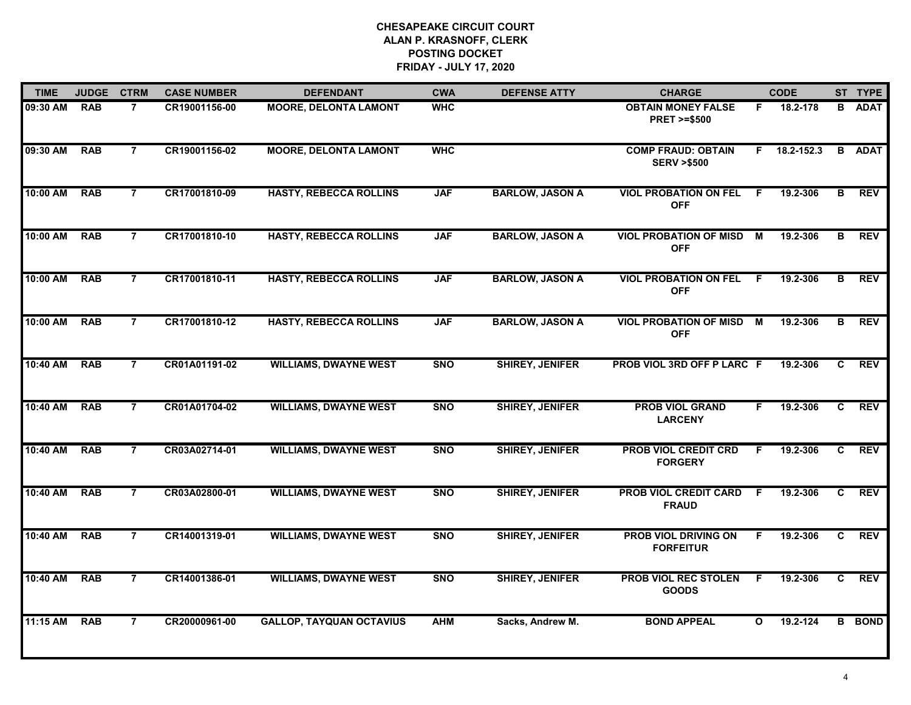# CHESAPEAKE CIRCUIT COURT
## ALAN P. KRASNOFF, CLERK
## POSTING DOCKET
## FRIDAY - JULY 17, 2020

| TIME | JUDGE | CTRM | CASE NUMBER | DEFENDANT | CWA | DEFENSE ATTY | CHARGE | | CODE | ST | TYPE |
|---|---|---|---|---|---|---|---|---|---|---|---|
| 09:30 AM | RAB | 7 | CR19001156-00 | MOORE, DELONTA LAMONT | WHC | | OBTAIN MONEY FALSE PRET >=$500 | F | 18.2-178 | B | ADAT |
| 09:30 AM | RAB | 7 | CR19001156-02 | MOORE, DELONTA LAMONT | WHC | | COMP FRAUD: OBTAIN SERV >$500 | F | 18.2-152.3 | B | ADAT |
| 10:00 AM | RAB | 7 | CR17001810-09 | HASTY, REBECCA ROLLINS | JAF | BARLOW, JASON A | VIOL PROBATION ON FEL OFF | F | 19.2-306 | B | REV |
| 10:00 AM | RAB | 7 | CR17001810-10 | HASTY, REBECCA ROLLINS | JAF | BARLOW, JASON A | VIOL PROBATION OF MISD OFF | M | 19.2-306 | B | REV |
| 10:00 AM | RAB | 7 | CR17001810-11 | HASTY, REBECCA ROLLINS | JAF | BARLOW, JASON A | VIOL PROBATION ON FEL OFF | F | 19.2-306 | B | REV |
| 10:00 AM | RAB | 7 | CR17001810-12 | HASTY, REBECCA ROLLINS | JAF | BARLOW, JASON A | VIOL PROBATION OF MISD OFF | M | 19.2-306 | B | REV |
| 10:40 AM | RAB | 7 | CR01A01191-02 | WILLIAMS, DWAYNE WEST | SNO | SHIREY, JENIFER | PROB VIOL 3RD OFF P LARC | F | 19.2-306 | C | REV |
| 10:40 AM | RAB | 7 | CR01A01704-02 | WILLIAMS, DWAYNE WEST | SNO | SHIREY, JENIFER | PROB VIOL GRAND LARCENY | F | 19.2-306 | C | REV |
| 10:40 AM | RAB | 7 | CR03A02714-01 | WILLIAMS, DWAYNE WEST | SNO | SHIREY, JENIFER | PROB VIOL CREDIT CRD FORGERY | F | 19.2-306 | C | REV |
| 10:40 AM | RAB | 7 | CR03A02800-01 | WILLIAMS, DWAYNE WEST | SNO | SHIREY, JENIFER | PROB VIOL CREDIT CARD FRAUD | F | 19.2-306 | C | REV |
| 10:40 AM | RAB | 7 | CR14001319-01 | WILLIAMS, DWAYNE WEST | SNO | SHIREY, JENIFER | PROB VIOL DRIVING ON FORFEITUR | F | 19.2-306 | C | REV |
| 10:40 AM | RAB | 7 | CR14001386-01 | WILLIAMS, DWAYNE WEST | SNO | SHIREY, JENIFER | PROB VIOL REC STOLEN GOODS | F | 19.2-306 | C | REV |
| 11:15 AM | RAB | 7 | CR20000961-00 | GALLOP, TAYQUAN OCTAVIUS | AHM | Sacks, Andrew M. | BOND APPEAL | O | 19.2-124 | B | BOND |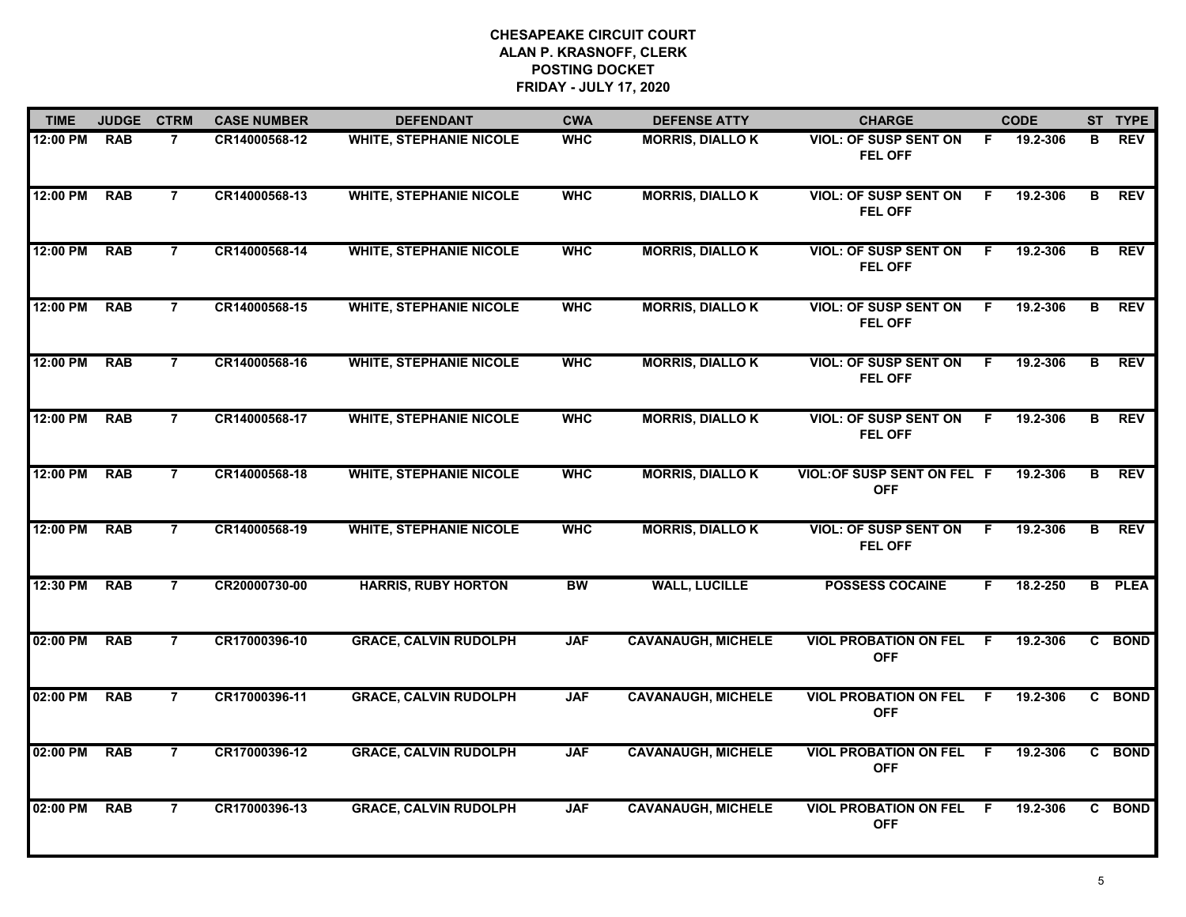**CHESAPEAKE CIRCUIT COURT**
**ALAN P. KRASNOFF, CLERK**
**POSTING DOCKET**
**FRIDAY - JULY 17, 2020**

| TIME | JUDGE | CTRM | CASE NUMBER | DEFENDANT | CWA | DEFENSE ATTY | CHARGE | | CODE | ST | TYPE |
|---|---|---|---|---|---|---|---|---|---|---|---|
| 12:00 PM | RAB | 7 | CR14000568-12 | WHITE, STEPHANIE NICOLE | WHC | MORRIS, DIALLO K | VIOL: OF SUSP SENT ON FEL OFF | F | 19.2-306 | B | REV |
| 12:00 PM | RAB | 7 | CR14000568-13 | WHITE, STEPHANIE NICOLE | WHC | MORRIS, DIALLO K | VIOL: OF SUSP SENT ON FEL OFF | F | 19.2-306 | B | REV |
| 12:00 PM | RAB | 7 | CR14000568-14 | WHITE, STEPHANIE NICOLE | WHC | MORRIS, DIALLO K | VIOL: OF SUSP SENT ON FEL OFF | F | 19.2-306 | B | REV |
| 12:00 PM | RAB | 7 | CR14000568-15 | WHITE, STEPHANIE NICOLE | WHC | MORRIS, DIALLO K | VIOL: OF SUSP SENT ON FEL OFF | F | 19.2-306 | B | REV |
| 12:00 PM | RAB | 7 | CR14000568-16 | WHITE, STEPHANIE NICOLE | WHC | MORRIS, DIALLO K | VIOL: OF SUSP SENT ON FEL OFF | F | 19.2-306 | B | REV |
| 12:00 PM | RAB | 7 | CR14000568-17 | WHITE, STEPHANIE NICOLE | WHC | MORRIS, DIALLO K | VIOL: OF SUSP SENT ON FEL OFF | F | 19.2-306 | B | REV |
| 12:00 PM | RAB | 7 | CR14000568-18 | WHITE, STEPHANIE NICOLE | WHC | MORRIS, DIALLO K | VIOL:OF SUSP SENT ON FEL OFF | F | 19.2-306 | B | REV |
| 12:00 PM | RAB | 7 | CR14000568-19 | WHITE, STEPHANIE NICOLE | WHC | MORRIS, DIALLO K | VIOL: OF SUSP SENT ON FEL OFF | F | 19.2-306 | B | REV |
| 12:30 PM | RAB | 7 | CR20000730-00 | HARRIS, RUBY HORTON | BW | WALL, LUCILLE | POSSESS COCAINE | F | 18.2-250 | B | PLEA |
| 02:00 PM | RAB | 7 | CR17000396-10 | GRACE, CALVIN RUDOLPH | JAF | CAVANAUGH, MICHELE | VIOL PROBATION ON FEL OFF | F | 19.2-306 | C | BOND |
| 02:00 PM | RAB | 7 | CR17000396-11 | GRACE, CALVIN RUDOLPH | JAF | CAVANAUGH, MICHELE | VIOL PROBATION ON FEL OFF | F | 19.2-306 | C | BOND |
| 02:00 PM | RAB | 7 | CR17000396-12 | GRACE, CALVIN RUDOLPH | JAF | CAVANAUGH, MICHELE | VIOL PROBATION ON FEL OFF | F | 19.2-306 | C | BOND |
| 02:00 PM | RAB | 7 | CR17000396-13 | GRACE, CALVIN RUDOLPH | JAF | CAVANAUGH, MICHELE | VIOL PROBATION ON FEL OFF | F | 19.2-306 | C | BOND |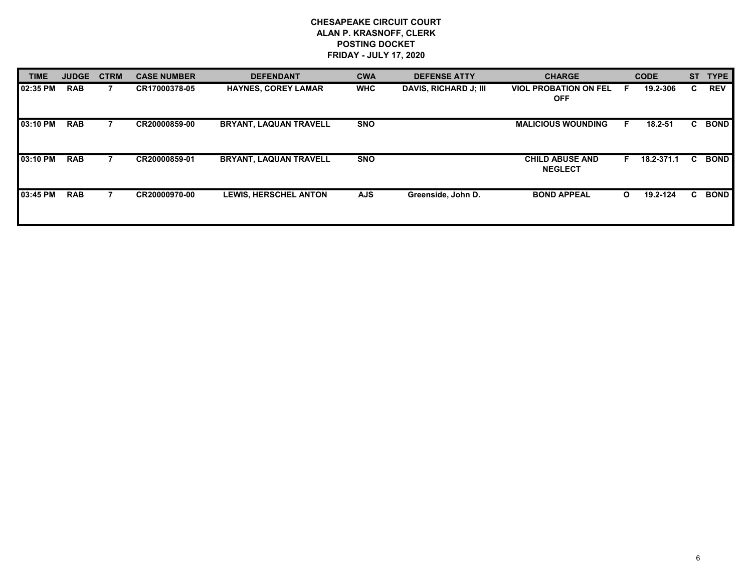**CHESAPEAKE CIRCUIT COURT**
**ALAN P. KRASNOFF, CLERK**
**POSTING DOCKET**
**FRIDAY - JULY 17, 2020**

| TIME | JUDGE | CTRM | CASE NUMBER | DEFENDANT | CWA | DEFENSE ATTY | CHARGE | | CODE | ST | TYPE |
|---|---|---|---|---|---|---|---|---|---|---|---|
| 02:35 PM | RAB | 7 | CR17000378-05 | HAYNES, COREY LAMAR | WHC | DAVIS, RICHARD J; III | VIOL PROBATION ON FEL OFF | F | 19.2-306 | C | REV |
| 03:10 PM | RAB | 7 | CR20000859-00 | BRYANT, LAQUAN TRAVELL | SNO | | MALICIOUS WOUNDING | F | 18.2-51 | C | BOND |
| 03:10 PM | RAB | 7 | CR20000859-01 | BRYANT, LAQUAN TRAVELL | SNO | | CHILD ABUSE AND NEGLECT | F | 18.2-371.1 | C | BOND |
| 03:45 PM | RAB | 7 | CR20000970-00 | LEWIS, HERSCHEL ANTON | AJS | Greenside, John D. | BOND APPEAL | O | 19.2-124 | C | BOND |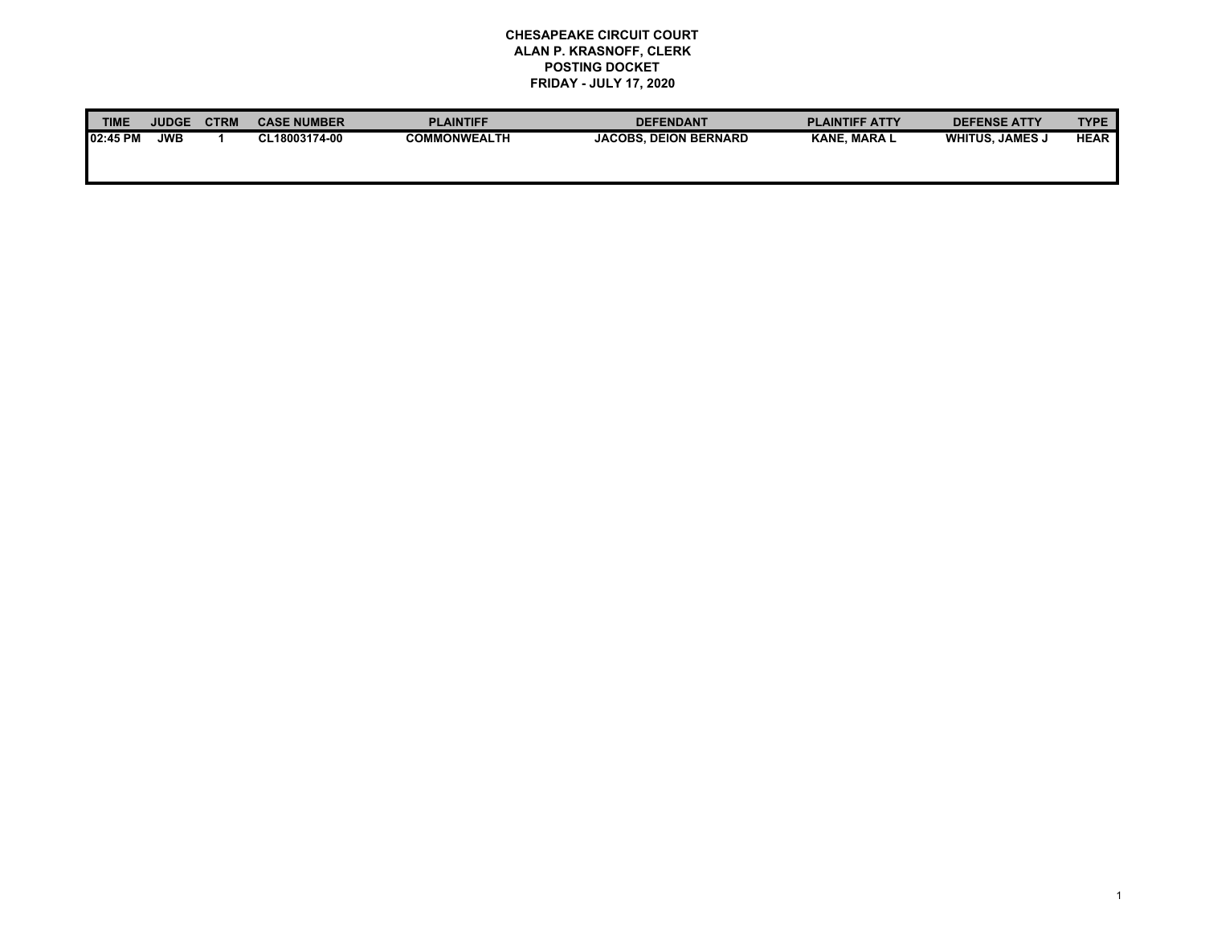**CHESAPEAKE CIRCUIT COURT**
**ALAN P. KRASNOFF, CLERK**
**POSTING DOCKET**
**FRIDAY - JULY 17, 2020**

| TIME | JUDGE | CTRM | CASE NUMBER | PLAINTIFF | DEFENDANT | PLAINTIFF ATTY | DEFENSE ATTY | TYPE |
|---|---|---|---|---|---|---|---|---|
| 02:45 PM | JWB | 1 | CL18003174-00 | COMMONWEALTH | JACOBS, DEION BERNARD | KANE, MARA L | WHITUS, JAMES J | HEAR |